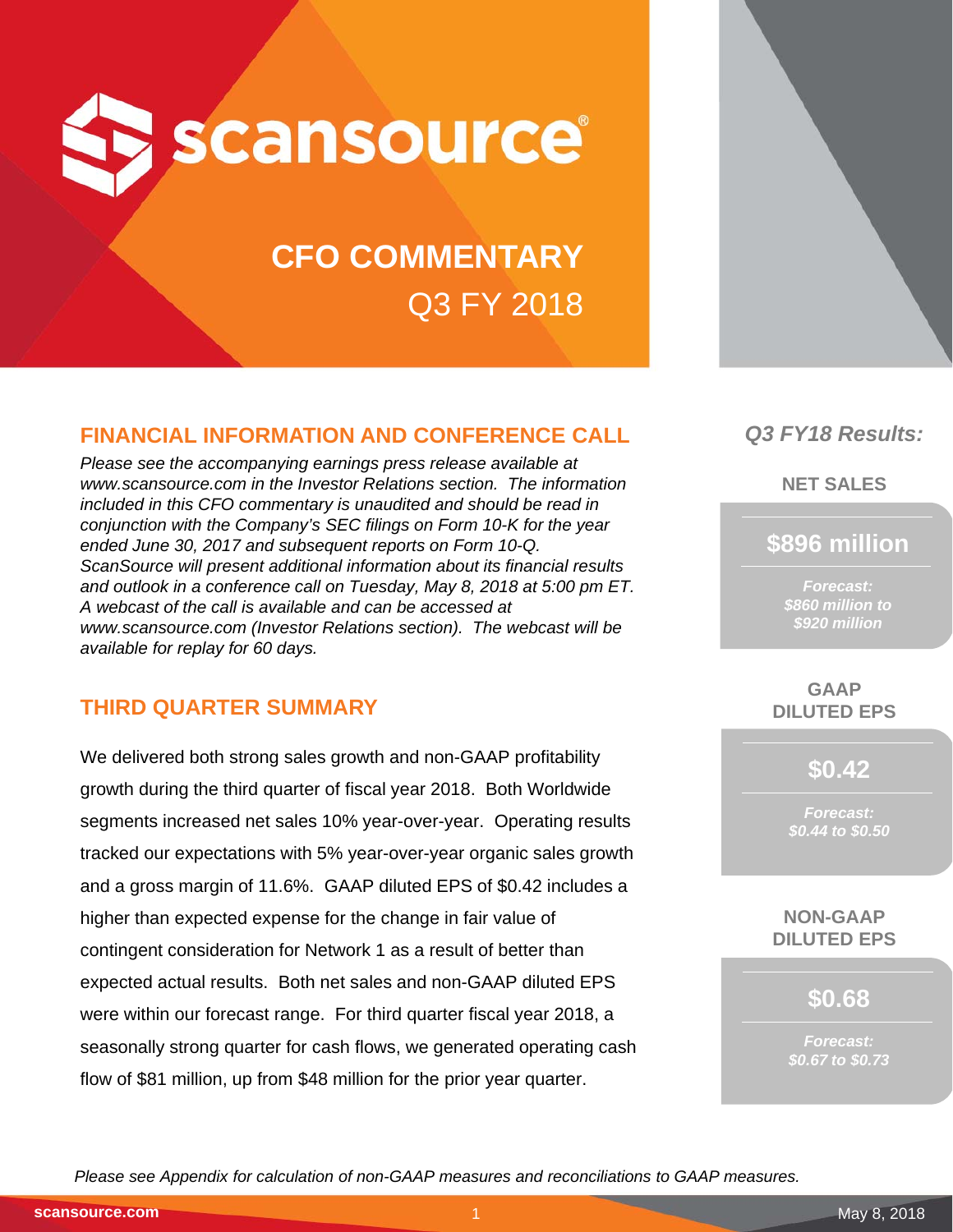# scansource

## CFO COMMENTARY

## Q3 FY 2018

### FINANCIAL INFORMATION AND CONFERENCE CALL

*Please see the accompanying earnings press release available at www.scansource.com in the Investor Relations section. The information included in this CFO commentary is unaudited and should be read in conjunction with the Company's SEC filings on Form 10-K for the year ended June 30, 2017 and subsequent reports on Form 10-Q. ScanSource will present additional information about its financial results and outlook in a conference call on Tuesday, May 8, 2018 at 5:00 pm ET. A webcast of the call is available and can be accessed at www.scansource.com (Investor Relations section). The webcast will be available for replay for 60 days.*

### THIRD QUARTER SUMMARY

We delivered both strong sales growth and non-GAAP profitability growth during the third quarter of fiscal year 2018. Both Worldwide segments increased net sales 10% year-over-year. Operating results tracked our expectations with 5% year-over-year organic sales growth and a gross margin of 11.6%. GAAP diluted EPS of $0.42 includes a higher than expected expense for the change in fair value of contingent consideration for Network 1 as a result of better than expected actual results. Both net sales and non-GAAP diluted EPS were within our forecast range. For third quarter fiscal year 2018, a seasonally strong quarter for cash flows, we generated operating cash flow of $81 million, up from $48 million for the prior year quarter.

### *Q3 FY18 Results:*

**NET SALES**

**$896 million**

*Forecast: $860 million to $920 million*

**GAAP DILUTED EPS**

**$0.42**

*Forecast: $0.44 to $0.50*

**NON-GAAP DILUTED EPS**

**$0.68**

*Forecast: $0.67 to $0.73*

*Please see Appendix for calculation of non-GAAP measures and reconciliations to GAAP measures.*

scansource.com

May 8, 2018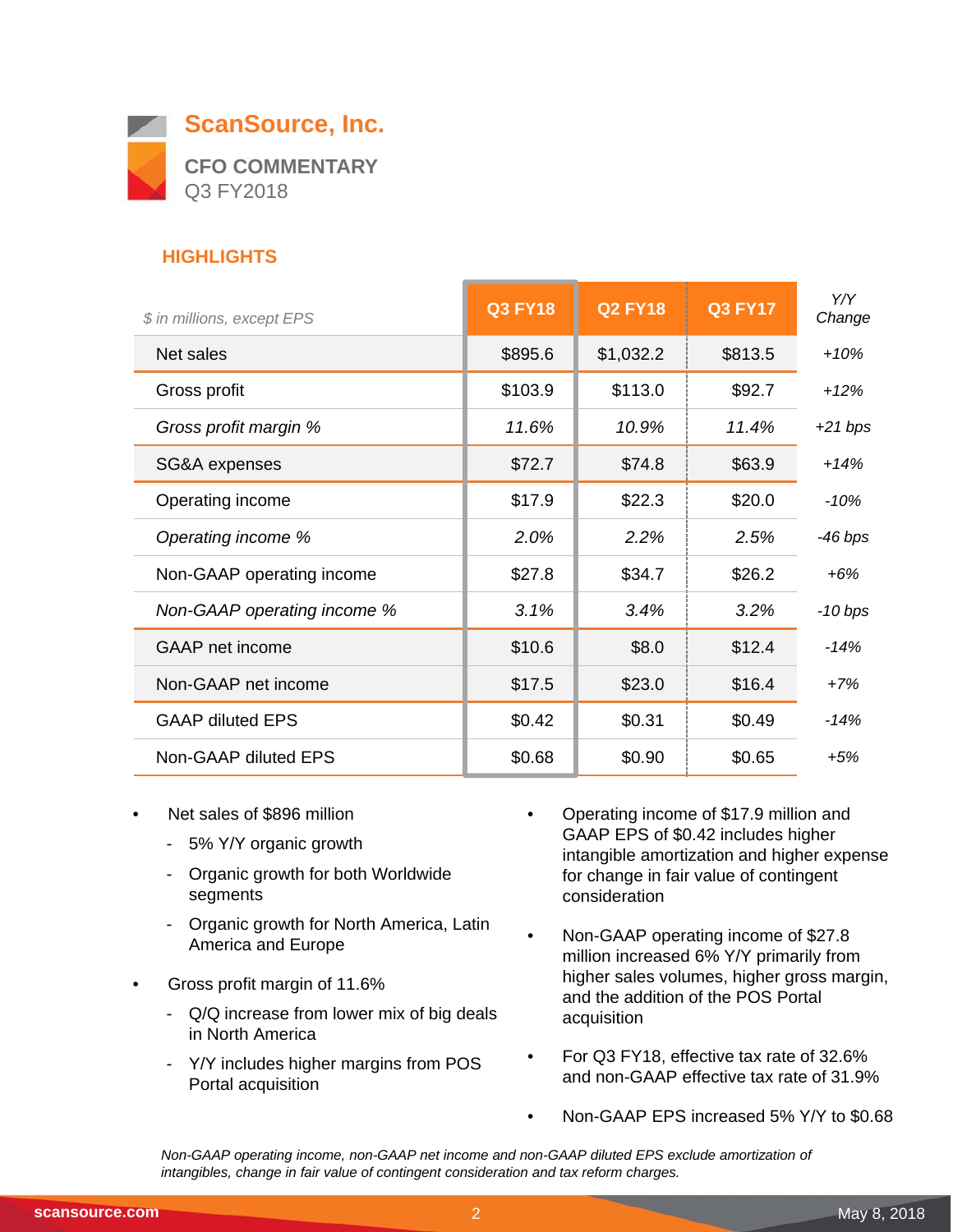# ScanSource, Inc.

## CFO COMMENTARY

Q3 FY2018

### HIGHLIGHTS

| *$ in millions, except EPS* | Q3 FY18 | Q2 FY18 | Q3 FY17 | *Y/Y Change* |
|---|---|---|---|---|
| Net sales | $895.6 | $1,032.2 | $813.5 | *+10%* |
| Gross profit | $103.9 | $113.0 | $92.7 | *+12%* |
| *Gross profit margin %* | *11.6%* | *10.9%* | *11.4%* | *+21 bps* |
| SG&A expenses | $72.7 | $74.8 | $63.9 | *+14%* |
| Operating income | $17.9 | $22.3 | $20.0 | *-10%* |
| *Operating income %* | *2.0%* | *2.2%* | *2.5%* | *-46 bps* |
| Non-GAAP operating income | $27.8 | $34.7 | $26.2 | *+6%* |
| *Non-GAAP operating income %* | *3.1%* | *3.4%* | *3.2%* | *-10 bps* |
| GAAP net income | $10.6 | $8.0 | $12.4 | *-14%* |
| Non-GAAP net income | $17.5 | $23.0 | $16.4 | *+7%* |
| GAAP diluted EPS | $0.42 | $0.31 | $0.49 | *-14%* |
| Non-GAAP diluted EPS | $0.68 | $0.90 | $0.65 | *+5%* |

- Net sales of $896 million
  - 5% Y/Y organic growth
  - Organic growth for both Worldwide segments
  - Organic growth for North America, Latin America and Europe
- Gross profit margin of 11.6%
  - Q/Q increase from lower mix of big deals in North America
  - Y/Y includes higher margins from POS Portal acquisition
- Operating income of $17.9 million and GAAP EPS of $0.42 includes higher intangible amortization and higher expense for change in fair value of contingent consideration
- Non-GAAP operating income of $27.8 million increased 6% Y/Y primarily from higher sales volumes, higher gross margin, and the addition of the POS Portal acquisition
- For Q3 FY18, effective tax rate of 32.6% and non-GAAP effective tax rate of 31.9%
- Non-GAAP EPS increased 5% Y/Y to $0.68

*Non-GAAP operating income, non-GAAP net income and non-GAAP diluted EPS exclude amortization of intangibles, change in fair value of contingent consideration and tax reform charges.*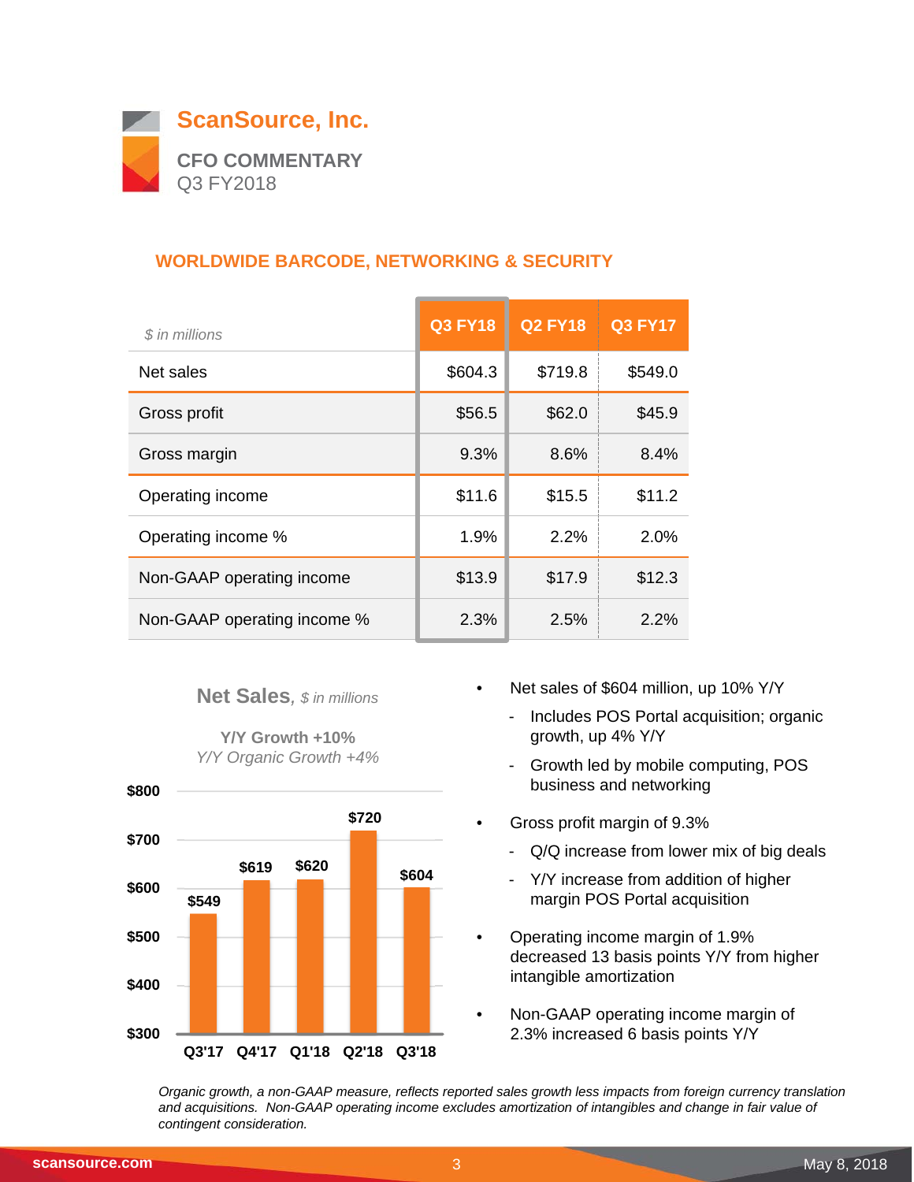# ScanSource, Inc.

**CFO COMMENTARY**
Q3 FY2018

## WORLDWIDE BARCODE, NETWORKING & SECURITY

| *$ in millions* | Q3 FY18 | Q2 FY18 | Q3 FY17 |
|---|---|---|---|
| Net sales | $604.3 | $719.8 | $549.0 |
| Gross profit | $56.5 | $62.0 | $45.9 |
| Gross margin | 9.3% | 8.6% | 8.4% |
| Operating income | $11.6 | $15.5 | $11.2 |
| Operating income % | 1.9% | 2.2% | 2.0% |
| Non-GAAP operating income | $13.9 | $17.9 | $12.3 |
| Non-GAAP operating income % | 2.3% | 2.5% | 2.2% |

**Net Sales**, *$ in millions*

**Y/Y Growth +10%**
*Y/Y Organic Growth +4%*

$800
$700
$600
$500
$400
$300

$549 $619 $620 $720 $604

Q3'17 Q4'17 Q1'18 Q2'18 Q3'18

- Net sales of $604 million, up 10% Y/Y
  - Includes POS Portal acquisition; organic growth, up 4% Y/Y
  - Growth led by mobile computing, POS business and networking
- Gross profit margin of 9.3%
  - Q/Q increase from lower mix of big deals
  - Y/Y increase from addition of higher margin POS Portal acquisition
- Operating income margin of 1.9% decreased 13 basis points Y/Y from higher intangible amortization
- Non-GAAP operating income margin of 2.3% increased 6 basis points Y/Y

*Organic growth, a non-GAAP measure, reflects reported sales growth less impacts from foreign currency translation and acquisitions. Non-GAAP operating income excludes amortization of intangibles and change in fair value of contingent consideration.*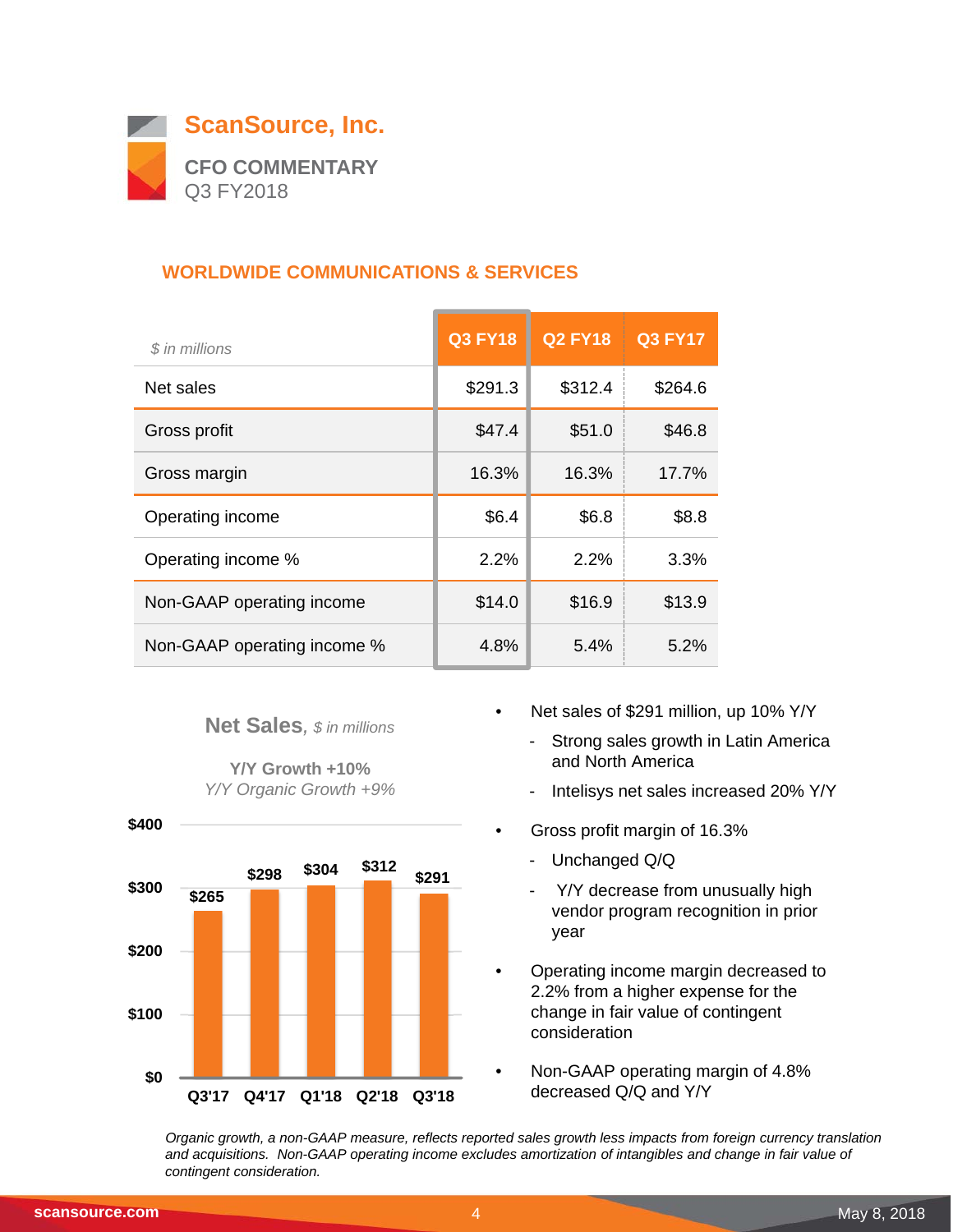# ScanSource, Inc.

**CFO COMMENTARY**
Q3 FY2018

## WORLDWIDE COMMUNICATIONS & SERVICES

| *$ in millions* | Q3 FY18 | Q2 FY18 | Q3 FY17 |
|---|---|---|---|
| Net sales | $291.3 | $312.4 | $264.6 |
| Gross profit | $47.4 | $51.0 | $46.8 |
| Gross margin | 16.3% | 16.3% | 17.7% |
| Operating income | $6.4 | $6.8 | $8.8 |
| Operating income % | 2.2% | 2.2% | 3.3% |
| Non-GAAP operating income | $14.0 | $16.9 | $13.9 |
| Non-GAAP operating income % | 4.8% | 5.4% | 5.2% |

**Net Sales**, *$ in millions*

**Y/Y Growth +10%**
*Y/Y Organic Growth +9%*

$400
$300
$200
$100
$0

$265 $298 $304 $312 $291

Q3'17 Q4'17 Q1'18 Q2'18 Q3'18

- Net sales of $291 million, up 10% Y/Y
  - Strong sales growth in Latin America and North America
  - Intelisys net sales increased 20% Y/Y
- Gross profit margin of 16.3%
  - Unchanged Q/Q
  - Y/Y decrease from unusually high vendor program recognition in prior year
- Operating income margin decreased to 2.2% from a higher expense for the change in fair value of contingent consideration
- Non-GAAP operating margin of 4.8% decreased Q/Q and Y/Y

*Organic growth, a non-GAAP measure, reflects reported sales growth less impacts from foreign currency translation and acquisitions. Non-GAAP operating income excludes amortization of intangibles and change in fair value of contingent consideration.*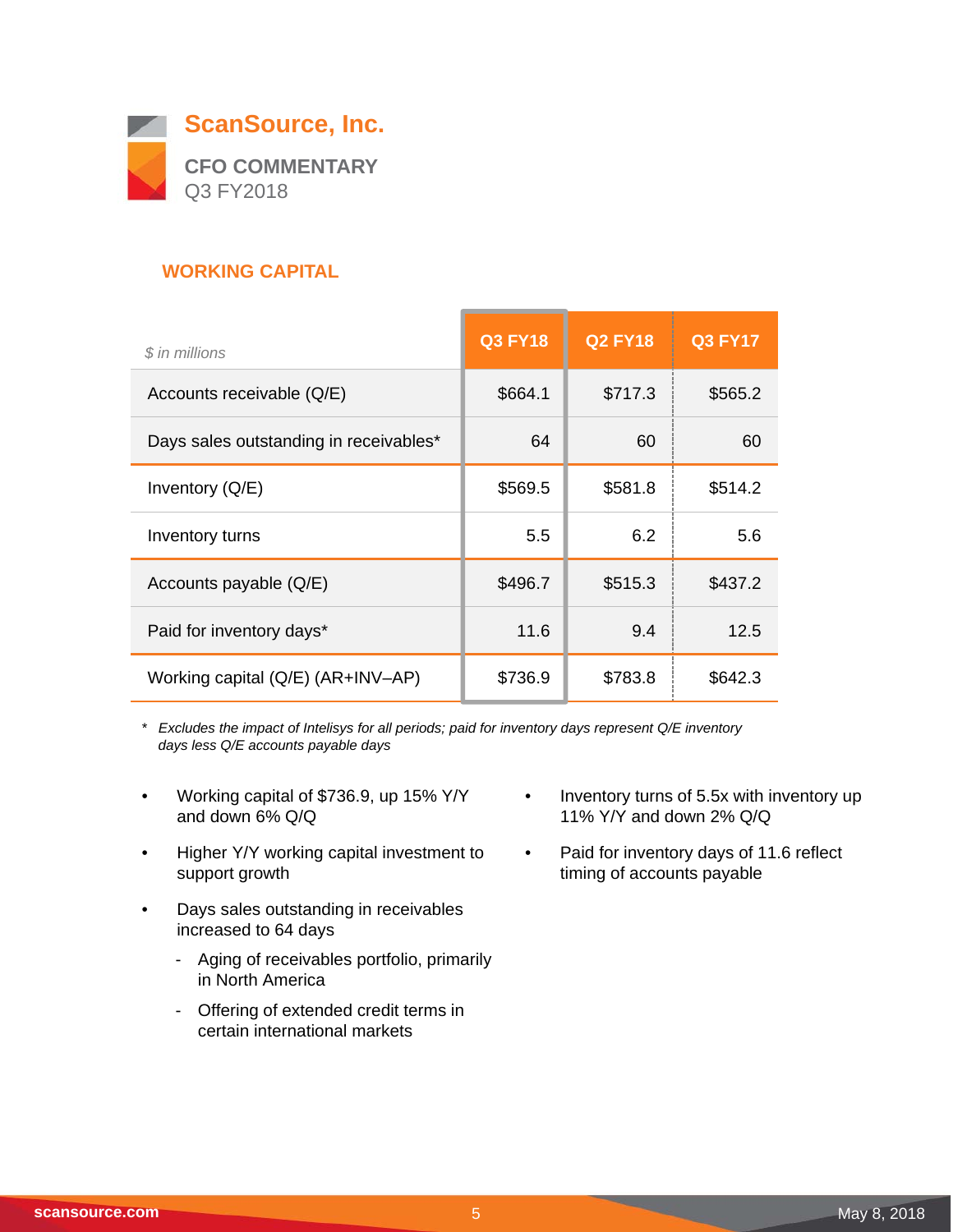# ScanSource, Inc.

## CFO COMMENTARY

Q3 FY2018

### WORKING CAPITAL

| *$ in millions* | Q3 FY18 | Q2 FY18 | Q3 FY17 |
|---|---|---|---|
| Accounts receivable (Q/E) | $664.1 | $717.3 | $565.2 |
| Days sales outstanding in receivables* | 64 | 60 | 60 |
| Inventory (Q/E) | $569.5 | $581.8 | $514.2 |
| Inventory turns | 5.5 | 6.2 | 5.6 |
| Accounts payable (Q/E) | $496.7 | $515.3 | $437.2 |
| Paid for inventory days* | 11.6 | 9.4 | 12.5 |
| Working capital (Q/E) (AR+INV–AP) | $736.9 | $783.8 | $642.3 |

\* *Excludes the impact of Intelisys for all periods; paid for inventory days represent Q/E inventory days less Q/E accounts payable days*

- Working capital of $736.9, up 15% Y/Y and down 6% Q/Q
- Higher Y/Y working capital investment to support growth
- Days sales outstanding in receivables increased to 64 days
  - Aging of receivables portfolio, primarily in North America
  - Offering of extended credit terms in certain international markets
- Inventory turns of 5.5x with inventory up 11% Y/Y and down 2% Q/Q
- Paid for inventory days of 11.6 reflect timing of accounts payable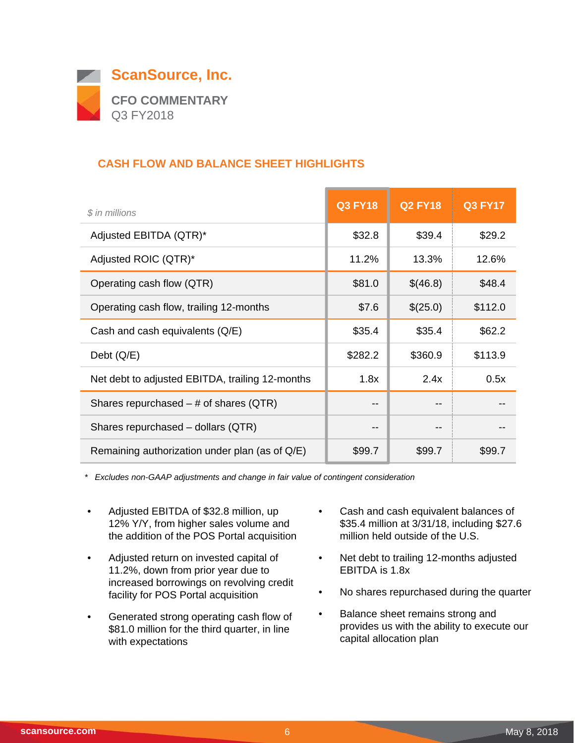# ScanSource, Inc.

## CFO COMMENTARY

Q3 FY2018

### CASH FLOW AND BALANCE SHEET HIGHLIGHTS

| *$ in millions* | Q3 FY18 | Q2 FY18 | Q3 FY17 |
|---|---|---|---|
| Adjusted EBITDA (QTR)* | $32.8 | $39.4 | $29.2 |
| Adjusted ROIC (QTR)* | 11.2% | 13.3% | 12.6% |
| Operating cash flow (QTR) | $81.0 | $(46.8) | $48.4 |
| Operating cash flow, trailing 12-months | $7.6 | $(25.0) | $112.0 |
| Cash and cash equivalents (Q/E) | $35.4 | $35.4 | $62.2 |
| Debt (Q/E) | $282.2 | $360.9 | $113.9 |
| Net debt to adjusted EBITDA, trailing 12-months | 1.8x | 2.4x | 0.5x |
| Shares repurchased – # of shares (QTR) | -- | -- | -- |
| Shares repurchased – dollars (QTR) | -- | -- | -- |
| Remaining authorization under plan (as of Q/E) | $99.7 | $99.7 | $99.7 |

\* *Excludes non-GAAP adjustments and change in fair value of contingent consideration*

- Adjusted EBITDA of $32.8 million, up 12% Y/Y, from higher sales volume and the addition of the POS Portal acquisition
- Adjusted return on invested capital of 11.2%, down from prior year due to increased borrowings on revolving credit facility for POS Portal acquisition
- Generated strong operating cash flow of $81.0 million for the third quarter, in line with expectations
- Cash and cash equivalent balances of $35.4 million at 3/31/18, including $27.6 million held outside of the U.S.
- Net debt to trailing 12-months adjusted EBITDA is 1.8x
- No shares repurchased during the quarter
- Balance sheet remains strong and provides us with the ability to execute our capital allocation plan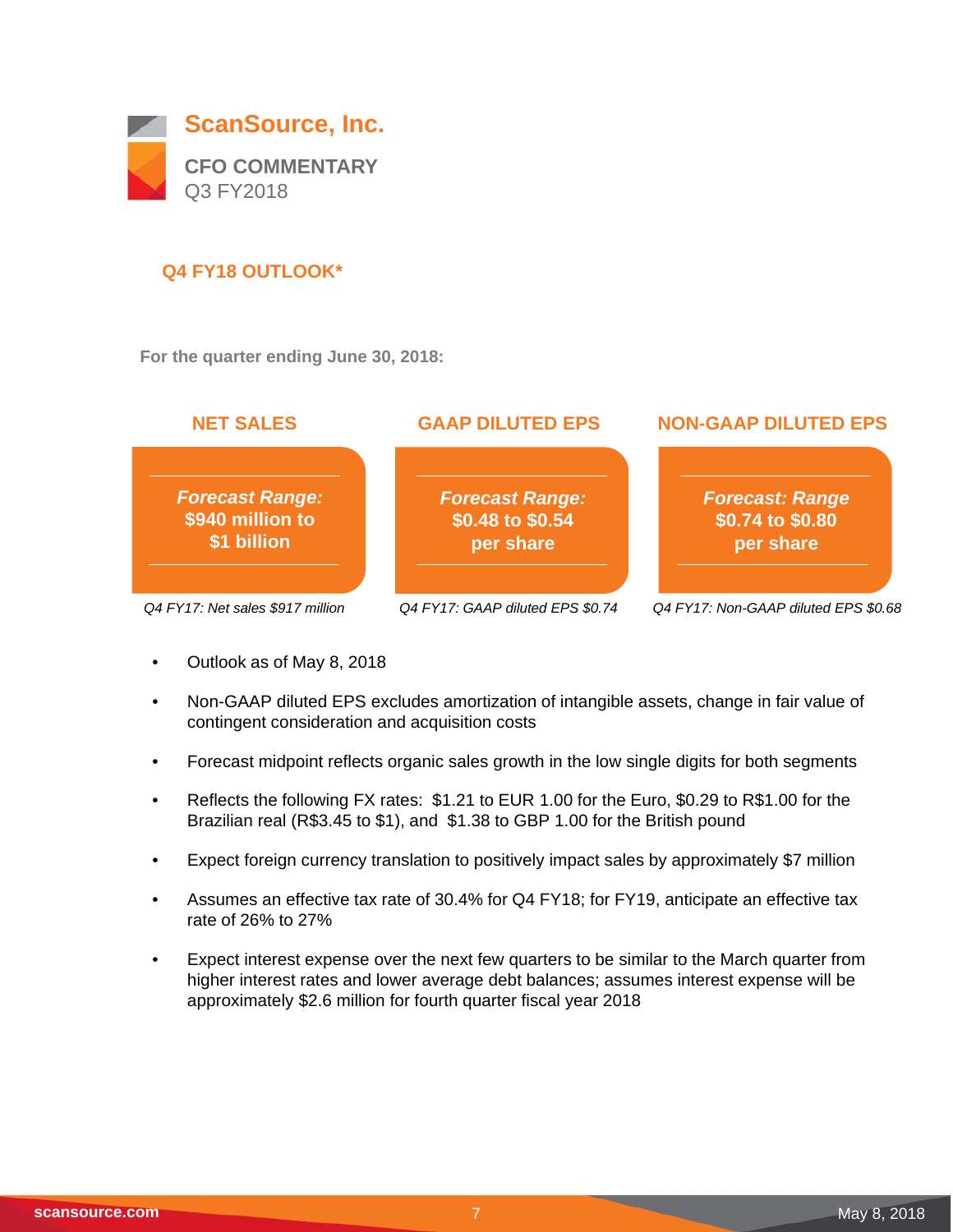# ScanSource, Inc.

## CFO COMMENTARY

Q3 FY2018

### Q4 FY18 OUTLOOK*

**For the quarter ending June 30, 2018:**

| NET SALES | GAAP DILUTED EPS | NON-GAAP DILUTED EPS |
|---|---|---|
| ***Forecast Range:*** **$940 million to $1 billion** | ***Forecast Range:*** **$0.48 to $0.54 per share** | ***Forecast: Range*** **$0.74 to $0.80 per share** |
| *Q4 FY17: Net sales $917 million* | *Q4 FY17: GAAP diluted EPS $0.74* | *Q4 FY17: Non-GAAP diluted EPS $0.68* |

- Outlook as of May 8, 2018
- Non-GAAP diluted EPS excludes amortization of intangible assets, change in fair value of contingent consideration and acquisition costs
- Forecast midpoint reflects organic sales growth in the low single digits for both segments
- Reflects the following FX rates: $1.21 to EUR 1.00 for the Euro, $0.29 to R$1.00 for the Brazilian real (R$3.45 to $1), and $1.38 to GBP 1.00 for the British pound
- Expect foreign currency translation to positively impact sales by approximately $7 million
- Assumes an effective tax rate of 30.4% for Q4 FY18; for FY19, anticipate an effective tax rate of 26% to 27%
- Expect interest expense over the next few quarters to be similar to the March quarter from higher interest rates and lower average debt balances; assumes interest expense will be approximately $2.6 million for fourth quarter fiscal year 2018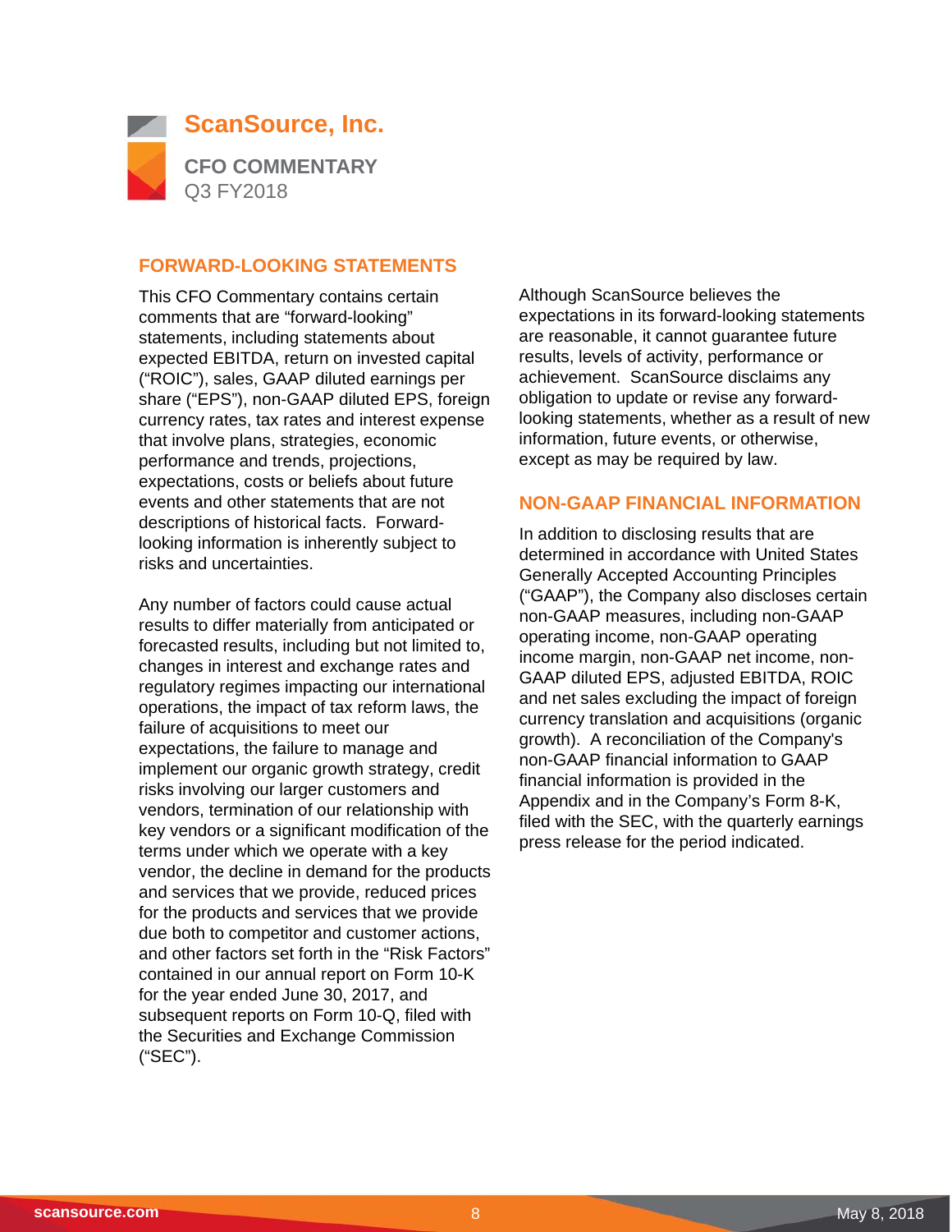# ScanSource, Inc.

**CFO COMMENTARY**
Q3 FY2018

## FORWARD-LOOKING STATEMENTS

This CFO Commentary contains certain comments that are "forward-looking" statements, including statements about expected EBITDA, return on invested capital ("ROIC"), sales, GAAP diluted earnings per share ("EPS"), non-GAAP diluted EPS, foreign currency rates, tax rates and interest expense that involve plans, strategies, economic performance and trends, projections, expectations, costs or beliefs about future events and other statements that are not descriptions of historical facts. Forward-looking information is inherently subject to risks and uncertainties.

Any number of factors could cause actual results to differ materially from anticipated or forecasted results, including but not limited to, changes in interest and exchange rates and regulatory regimes impacting our international operations, the impact of tax reform laws, the failure of acquisitions to meet our expectations, the failure to manage and implement our organic growth strategy, credit risks involving our larger customers and vendors, termination of our relationship with key vendors or a significant modification of the terms under which we operate with a key vendor, the decline in demand for the products and services that we provide, reduced prices for the products and services that we provide due both to competitor and customer actions, and other factors set forth in the "Risk Factors" contained in our annual report on Form 10-K for the year ended June 30, 2017, and subsequent reports on Form 10-Q, filed with the Securities and Exchange Commission ("SEC").

Although ScanSource believes the expectations in its forward-looking statements are reasonable, it cannot guarantee future results, levels of activity, performance or achievement. ScanSource disclaims any obligation to update or revise any forward-looking statements, whether as a result of new information, future events, or otherwise, except as may be required by law.

## NON-GAAP FINANCIAL INFORMATION

In addition to disclosing results that are determined in accordance with United States Generally Accepted Accounting Principles ("GAAP"), the Company also discloses certain non-GAAP measures, including non-GAAP operating income, non-GAAP operating income margin, non-GAAP net income, non-GAAP diluted EPS, adjusted EBITDA, ROIC and net sales excluding the impact of foreign currency translation and acquisitions (organic growth). A reconciliation of the Company's non-GAAP financial information to GAAP financial information is provided in the Appendix and in the Company's Form 8-K, filed with the SEC, with the quarterly earnings press release for the period indicated.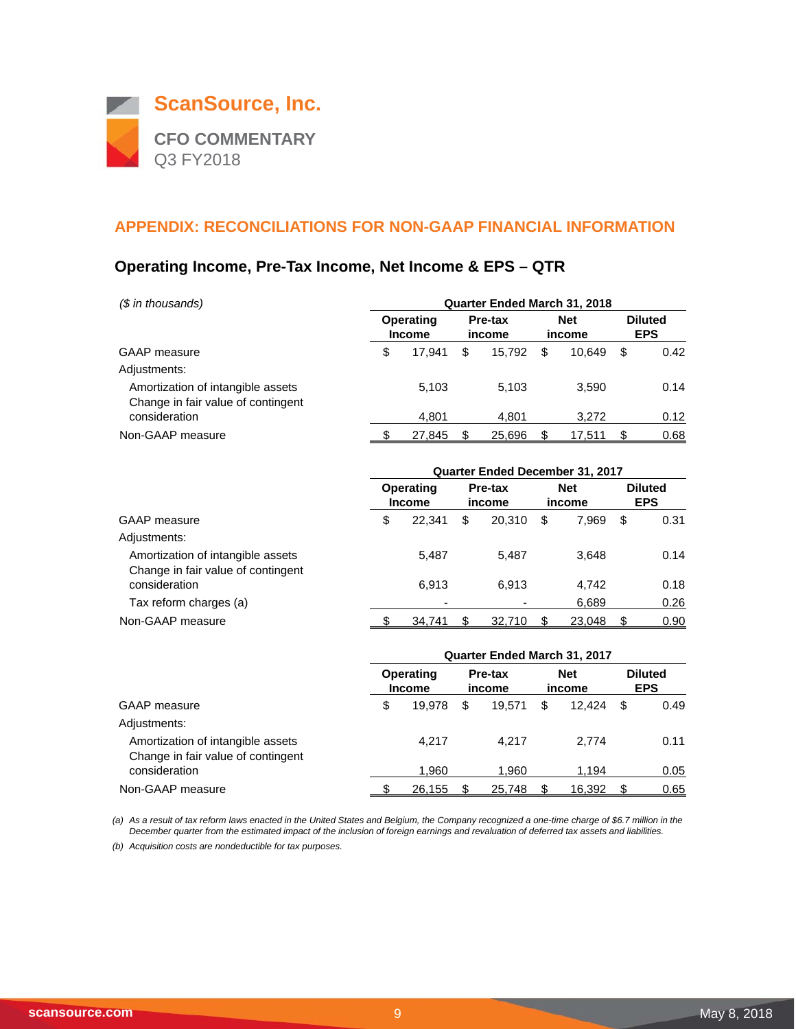# ScanSource, Inc.

**CFO COMMENTARY**
Q3 FY2018

## APPENDIX: RECONCILIATIONS FOR NON-GAAP FINANCIAL INFORMATION

### Operating Income, Pre-Tax Income, Net Income & EPS – QTR

| *($ in thousands)* | Quarter Ended March 31, 2018 | | | |
|---|---|---|---|---|
| | **Operating Income** | **Pre-tax income** | **Net income** | **Diluted EPS** |
| GAAP measure | $ 17,941 | $ 15,792 | $ 10,649 | $ 0.42 |
| Adjustments: | | | | |
| Amortization of intangible assets | 5,103 | 5,103 | 3,590 | 0.14 |
| Change in fair value of contingent consideration | 4,801 | 4,801 | 3,272 | 0.12 |
| Non-GAAP measure | $ 27,845 | $ 25,696 | $ 17,511 | $ 0.68 |

| | Quarter Ended December 31, 2017 | | | |
|---|---|---|---|---|
| | **Operating Income** | **Pre-tax income** | **Net income** | **Diluted EPS** |
| GAAP measure | $ 22,341 | $ 20,310 | $ 7,969 | $ 0.31 |
| Adjustments: | | | | |
| Amortization of intangible assets | 5,487 | 5,487 | 3,648 | 0.14 |
| Change in fair value of contingent consideration | 6,913 | 6,913 | 4,742 | 0.18 |
| Tax reform charges (a) | - | - | 6,689 | 0.26 |
| Non-GAAP measure | $ 34,741 | $ 32,710 | $ 23,048 | $ 0.90 |

| | Quarter Ended March 31, 2017 | | | |
|---|---|---|---|---|
| | **Operating Income** | **Pre-tax income** | **Net income** | **Diluted EPS** |
| GAAP measure | $ 19,978 | $ 19,571 | $ 12,424 | $ 0.49 |
| Adjustments: | | | | |
| Amortization of intangible assets | 4,217 | 4,217 | 2,774 | 0.11 |
| Change in fair value of contingent consideration | 1,960 | 1,960 | 1,194 | 0.05 |
| Non-GAAP measure | $ 26,155 | $ 25,748 | $ 16,392 | $ 0.65 |

*(a) As a result of tax reform laws enacted in the United States and Belgium, the Company recognized a one-time charge of $6.7 million in the December quarter from the estimated impact of the inclusion of foreign earnings and revaluation of deferred tax assets and liabilities.*

*(b) Acquisition costs are nondeductible for tax purposes.*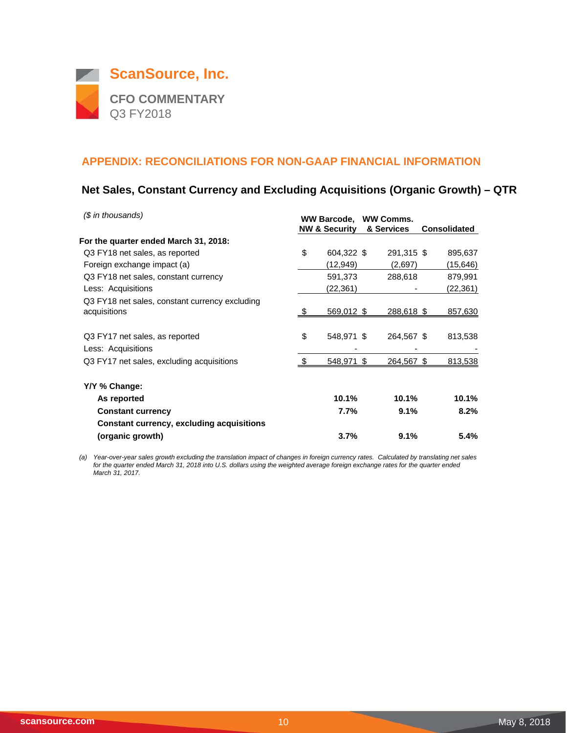# ScanSource, Inc.

## CFO COMMENTARY

Q3 FY2018

## APPENDIX: RECONCILIATIONS FOR NON-GAAP FINANCIAL INFORMATION

### Net Sales, Constant Currency and Excluding Acquisitions (Organic Growth) – QTR

| *($ in thousands)* | WW Barcode, NW & Security | WW Comms. & Services | Consolidated |
|---|---|---|---|
| **For the quarter ended March 31, 2018:** | | | |
| Q3 FY18 net sales, as reported | $ 604,322 | $ 291,315 | $ 895,637 |
| Foreign exchange impact (a) | (12,949) | (2,697) | (15,646) |
| Q3 FY18 net sales, constant currency | 591,373 | 288,618 | 879,991 |
| Less: Acquisitions | (22,361) | - | (22,361) |
| Q3 FY18 net sales, constant currency excluding acquisitions | $ 569,012 | $ 288,618 | $ 857,630 |
| | | | |
| Q3 FY17 net sales, as reported | $ 548,971 | $ 264,567 | $ 813,538 |
| Less: Acquisitions | - | - | - |
| Q3 FY17 net sales, excluding acquisitions | $ 548,971 | $ 264,567 | $ 813,538 |
| | | | |
| **Y/Y % Change:** | | | |
| **As reported** | **10.1%** | **10.1%** | **10.1%** |
| **Constant currency** | **7.7%** | **9.1%** | **8.2%** |
| **Constant currency, excluding acquisitions (organic growth)** | **3.7%** | **9.1%** | **5.4%** |

(a) *Year-over-year sales growth excluding the translation impact of changes in foreign currency rates. Calculated by translating net sales for the quarter ended March 31, 2018 into U.S. dollars using the weighted average foreign exchange rates for the quarter ended March 31, 2017.*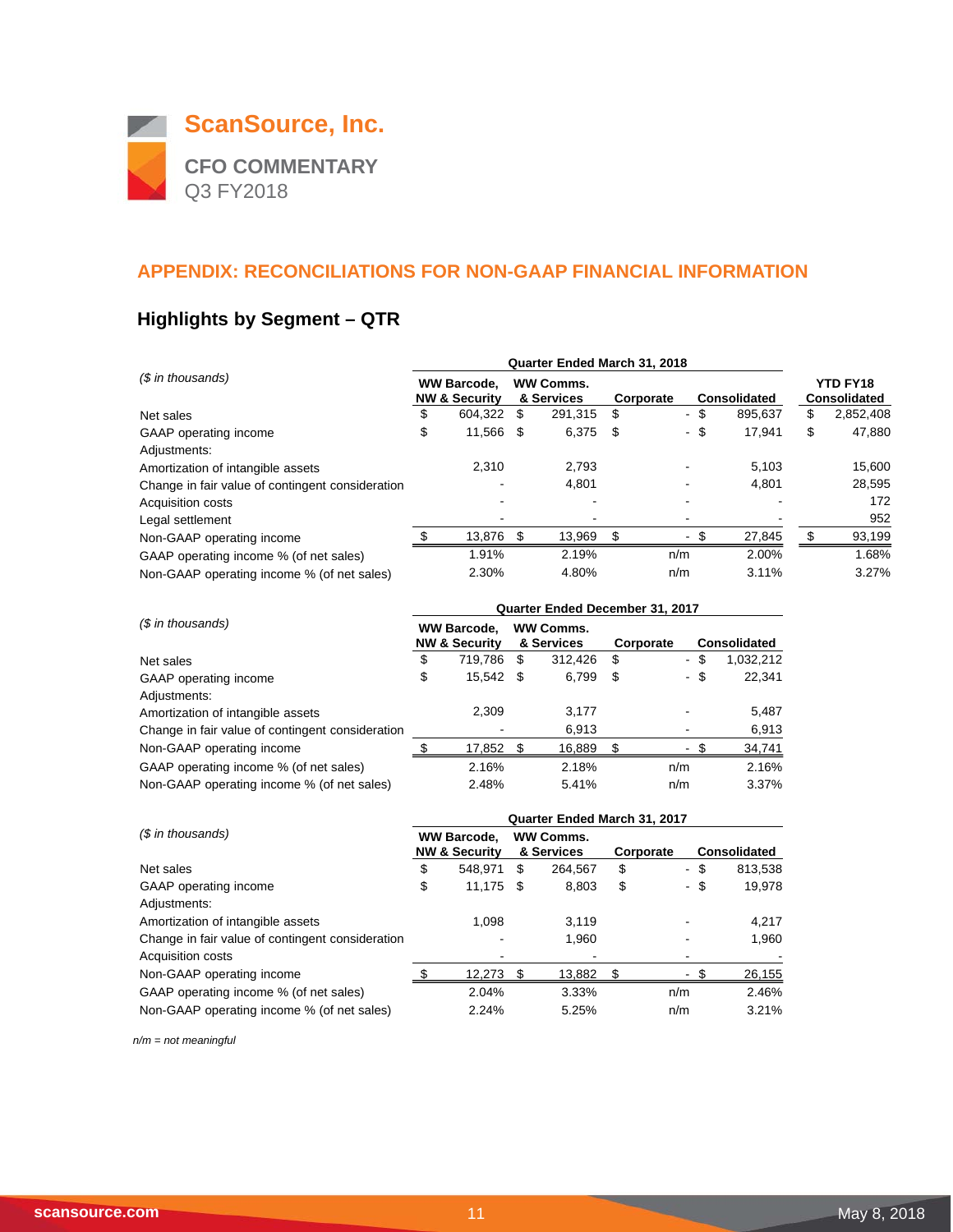# ScanSource, Inc.

**CFO COMMENTARY**
Q3 FY2018

## APPENDIX: RECONCILIATIONS FOR NON-GAAP FINANCIAL INFORMATION

### Highlights by Segment – QTR

| *($ in thousands)* | Quarter Ended March 31, 2018 | | | | YTD FY18 |
|---|---|---|---|---|---|
| | WW Barcode, NW & Security | WW Comms. & Services | Corporate | Consolidated | Consolidated |
| Net sales | $ 604,322 | $ 291,315 | $ - | $ 895,637 | $ 2,852,408 |
| GAAP operating income | $ 11,566 | $ 6,375 | $ - | $ 17,941 | $ 47,880 |
| Adjustments: | | | | | |
| Amortization of intangible assets | 2,310 | 2,793 | - | 5,103 | 15,600 |
| Change in fair value of contingent consideration | - | 4,801 | - | 4,801 | 28,595 |
| Acquisition costs | - | - | - | - | 172 |
| Legal settlement | - | - | - | - | 952 |
| Non-GAAP operating income | $ 13,876 | $ 13,969 | $ - | $ 27,845 | $ 93,199 |
| GAAP operating income % (of net sales) | 1.91% | 2.19% | n/m | 2.00% | 1.68% |
| Non-GAAP operating income % (of net sales) | 2.30% | 4.80% | n/m | 3.11% | 3.27% |

| *($ in thousands)* | Quarter Ended December 31, 2017 | | | |
|---|---|---|---|---|
| | WW Barcode, NW & Security | WW Comms. & Services | Corporate | Consolidated |
| Net sales | $ 719,786 | $ 312,426 | $ - | $ 1,032,212 |
| GAAP operating income | $ 15,542 | $ 6,799 | $ - | $ 22,341 |
| Adjustments: | | | | |
| Amortization of intangible assets | 2,309 | 3,177 | - | 5,487 |
| Change in fair value of contingent consideration | - | 6,913 | - | 6,913 |
| Non-GAAP operating income | $ 17,852 | $ 16,889 | $ - | $ 34,741 |
| GAAP operating income % (of net sales) | 2.16% | 2.18% | n/m | 2.16% |
| Non-GAAP operating income % (of net sales) | 2.48% | 5.41% | n/m | 3.37% |

| *($ in thousands)* | Quarter Ended March 31, 2017 | | | |
|---|---|---|---|---|
| | WW Barcode, NW & Security | WW Comms. & Services | Corporate | Consolidated |
| Net sales | $ 548,971 | $ 264,567 | $ - | $ 813,538 |
| GAAP operating income | $ 11,175 | $ 8,803 | $ - | $ 19,978 |
| Adjustments: | | | | |
| Amortization of intangible assets | 1,098 | 3,119 | - | 4,217 |
| Change in fair value of contingent consideration | - | 1,960 | - | 1,960 |
| Acquisition costs | - | - | - | - |
| Non-GAAP operating income | $ 12,273 | $ 13,882 | $ - | $ 26,155 |
| GAAP operating income % (of net sales) | 2.04% | 3.33% | n/m | 2.46% |
| Non-GAAP operating income % (of net sales) | 2.24% | 5.25% | n/m | 3.21% |

*n/m = not meaningful*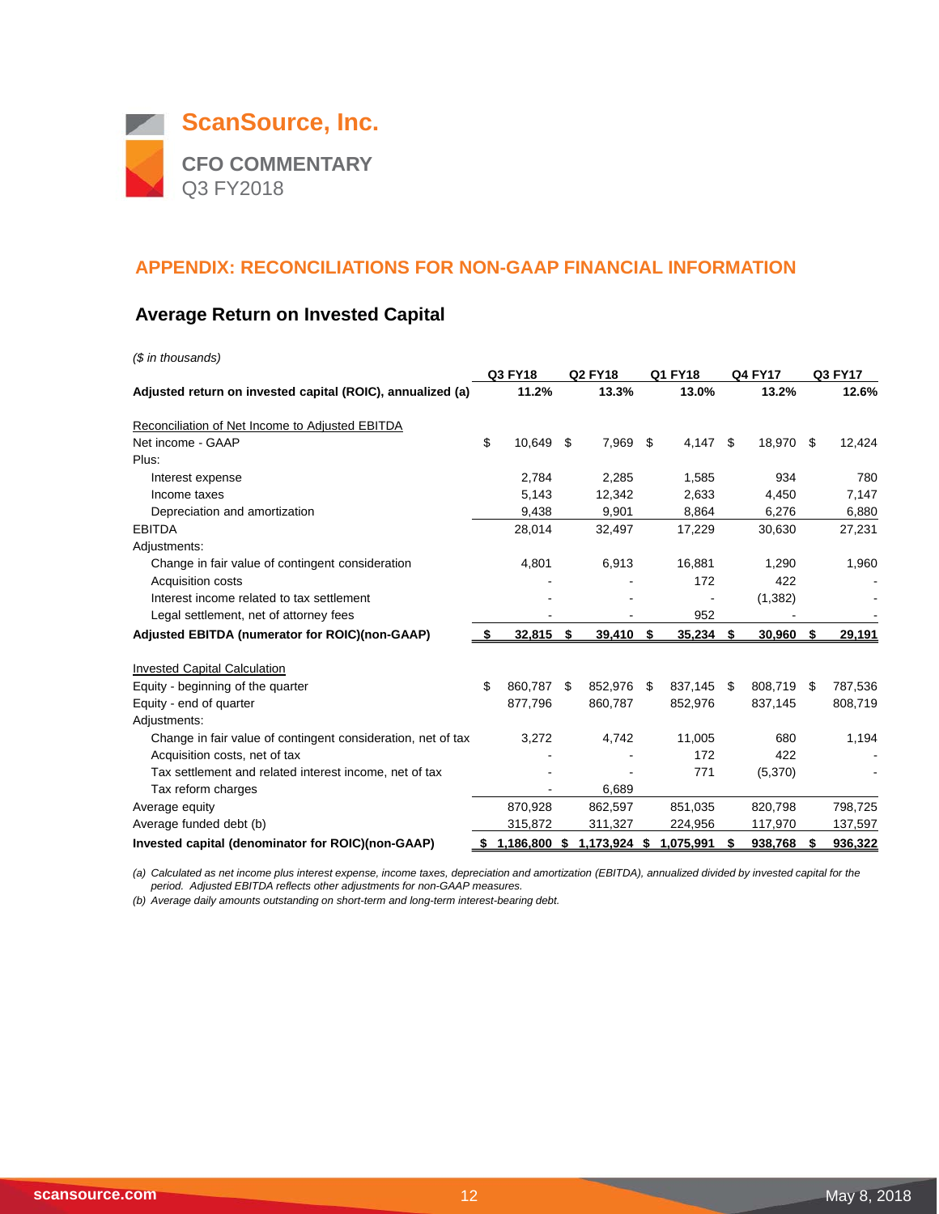# ScanSource, Inc.

## CFO COMMENTARY
Q3 FY2018

## APPENDIX: RECONCILIATIONS FOR NON-GAAP FINANCIAL INFORMATION

### Average Return on Invested Capital

*($ in thousands)*

| | Q3 FY18 | Q2 FY18 | Q1 FY18 | Q4 FY17 | Q3 FY17 |
|---|---|---|---|---|---|
| **Adjusted return on invested capital (ROIC), annualized (a)** | **11.2%** | **13.3%** | **13.0%** | **13.2%** | **12.6%** |
| Reconciliation of Net Income to Adjusted EBITDA | | | | | |
| Net income - GAAP | $ 10,649 | $ 7,969 | $ 4,147 | $ 18,970 | $ 12,424 |
| Plus: | | | | | |
| Interest expense | 2,784 | 2,285 | 1,585 | 934 | 780 |
| Income taxes | 5,143 | 12,342 | 2,633 | 4,450 | 7,147 |
| Depreciation and amortization | 9,438 | 9,901 | 8,864 | 6,276 | 6,880 |
| EBITDA | 28,014 | 32,497 | 17,229 | 30,630 | 27,231 |
| Adjustments: | | | | | |
| Change in fair value of contingent consideration | 4,801 | 6,913 | 16,881 | 1,290 | 1,960 |
| Acquisition costs | - | - | 172 | 422 | - |
| Interest income related to tax settlement | - | - | - | (1,382) | - |
| Legal settlement, net of attorney fees | - | - | 952 | - | - |
| **Adjusted EBITDA (numerator for ROIC)(non-GAAP)** | **$ 32,815** | **$ 39,410** | **$ 35,234** | **$ 30,960** | **$ 29,191** |
| Invested Capital Calculation | | | | | |
| Equity - beginning of the quarter | $ 860,787 | $ 852,976 | $ 837,145 | $ 808,719 | $ 787,536 |
| Equity - end of quarter | 877,796 | 860,787 | 852,976 | 837,145 | 808,719 |
| Adjustments: | | | | | |
| Change in fair value of contingent consideration, net of tax | 3,272 | 4,742 | 11,005 | 680 | 1,194 |
| Acquisition costs, net of tax | - | - | 172 | 422 | - |
| Tax settlement and related interest income, net of tax | - | - | 771 | (5,370) | - |
| Tax reform charges | - | 6,689 | | | |
| Average equity | 870,928 | 862,597 | 851,035 | 820,798 | 798,725 |
| Average funded debt (b) | 315,872 | 311,327 | 224,956 | 117,970 | 137,597 |
| **Invested capital (denominator for ROIC)(non-GAAP)** | **$ 1,186,800** | **$ 1,173,924** | **$ 1,075,991** | **$ 938,768** | **$ 936,322** |

*(a) Calculated as net income plus interest expense, income taxes, depreciation and amortization (EBITDA), annualized divided by invested capital for the period. Adjusted EBITDA reflects other adjustments for non-GAAP measures.*

*(b) Average daily amounts outstanding on short-term and long-term interest-bearing debt.*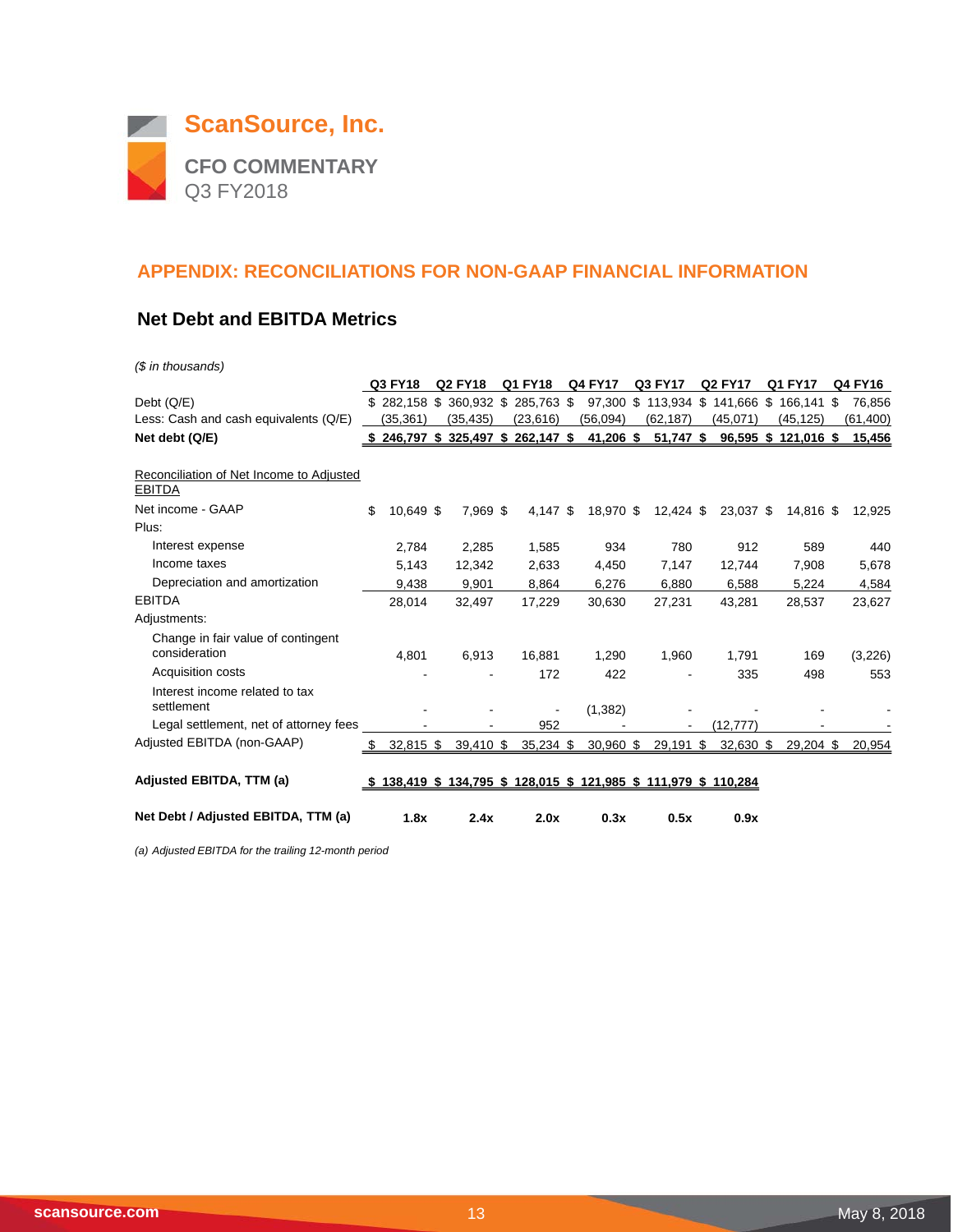# ScanSource, Inc.

## CFO COMMENTARY
Q3 FY2018

## APPENDIX: RECONCILIATIONS FOR NON-GAAP FINANCIAL INFORMATION

### Net Debt and EBITDA Metrics

*($ in thousands)*

| | Q3 FY18 | Q2 FY18 | Q1 FY18 | Q4 FY17 | Q3 FY17 | Q2 FY17 | Q1 FY17 | Q4 FY16 |
|---|---|---|---|---|---|---|---|---|
| Debt (Q/E) | $ 282,158 | $ 360,932 | $ 285,763 | $ 97,300 | $ 113,934 | $ 141,666 | $ 166,141 | $ 76,856 |
| Less: Cash and cash equivalents (Q/E) | (35,361) | (35,435) | (23,616) | (56,094) | (62,187) | (45,071) | (45,125) | (61,400) |
| **Net debt (Q/E)** | **$ 246,797** | **$ 325,497** | **$ 262,147** | **$ 41,206** | **$ 51,747** | **$ 96,595** | **$ 121,016** | **$ 15,456** |
| Reconciliation of Net Income to Adjusted EBITDA | | | | | | | | |
| Net income - GAAP | $ 10,649 | $ 7,969 | $ 4,147 | $ 18,970 | $ 12,424 | $ 23,037 | $ 14,816 | $ 12,925 |
| Plus: | | | | | | | | |
| Interest expense | 2,784 | 2,285 | 1,585 | 934 | 780 | 912 | 589 | 440 |
| Income taxes | 5,143 | 12,342 | 2,633 | 4,450 | 7,147 | 12,744 | 7,908 | 5,678 |
| Depreciation and amortization | 9,438 | 9,901 | 8,864 | 6,276 | 6,880 | 6,588 | 5,224 | 4,584 |
| EBITDA | 28,014 | 32,497 | 17,229 | 30,630 | 27,231 | 43,281 | 28,537 | 23,627 |
| Adjustments: | | | | | | | | |
| Change in fair value of contingent consideration | 4,801 | 6,913 | 16,881 | 1,290 | 1,960 | 1,791 | 169 | (3,226) |
| Acquisition costs | - | - | 172 | 422 | - | 335 | 498 | 553 |
| Interest income related to tax settlement | - | - | - | (1,382) | - | - | - | - |
| Legal settlement, net of attorney fees | - | - | 952 | - | - | (12,777) | - | - |
| Adjusted EBITDA (non-GAAP) | $ 32,815 | $ 39,410 | $ 35,234 | $ 30,960 | $ 29,191 | $ 32,630 | $ 29,204 | $ 20,954 |
| **Adjusted EBITDA, TTM (a)** | **$ 138,419** | **$ 134,795** | **$ 128,015** | **$ 121,985** | **$ 111,979** | **$ 110,284** | | |
| **Net Debt / Adjusted EBITDA, TTM (a)** | **1.8x** | **2.4x** | **2.0x** | **0.3x** | **0.5x** | **0.9x** | | |

*(a) Adjusted EBITDA for the trailing 12-month period*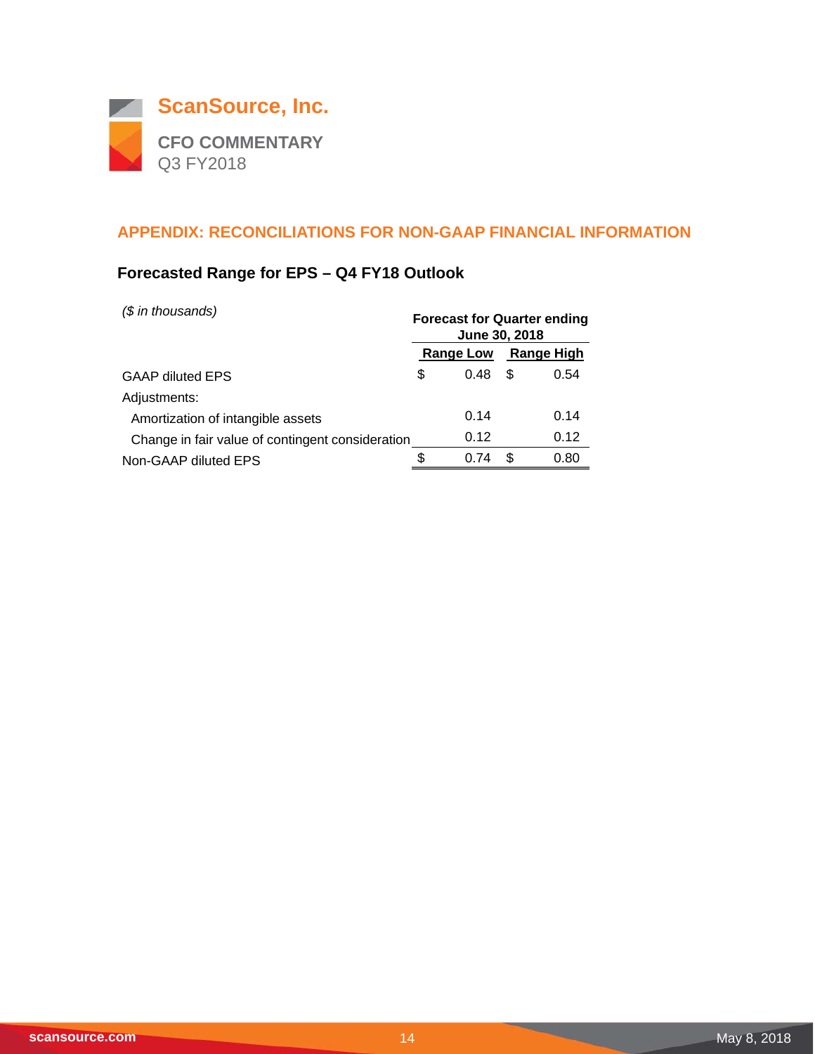# ScanSource, Inc.

**CFO COMMENTARY**
Q3 FY2018

## APPENDIX: RECONCILIATIONS FOR NON-GAAP FINANCIAL INFORMATION

### Forecasted Range for EPS – Q4 FY18 Outlook

| *($ in thousands)* | Forecast for Quarter ending June 30, 2018 | |
|---|---|---|
| | **Range Low** | **Range High** |
| GAAP diluted EPS | $ 0.48 | $ 0.54 |
| Adjustments: | | |
| Amortization of intangible assets | 0.14 | 0.14 |
| Change in fair value of contingent consideration | 0.12 | 0.12 |
| Non-GAAP diluted EPS | $ 0.74 | $ 0.80 |